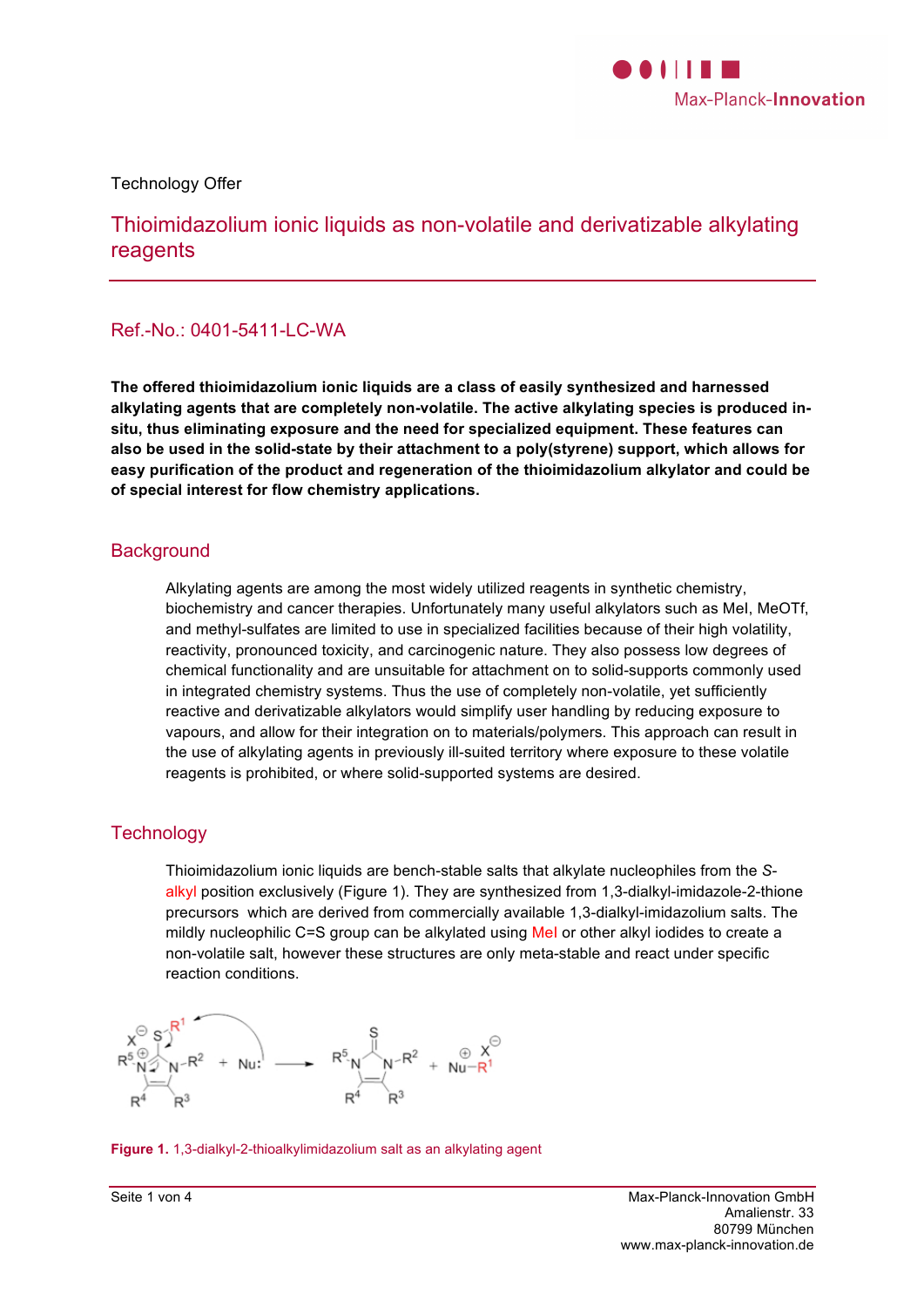Technology Offer

# Thioimidazolium ionic liquids as non-volatile and derivatizable alkylating reagents

## Ref.-No.: 0401-5411-LC-WA

**The offered thioimidazolium ionic liquids are a class of easily synthesized and harnessed alkylating agents that are completely non-volatile. The active alkylating species is produced in-situ, thus eliminating exposure and the need for specialized equipment. These features can also be used in the solid-state by their attachment to a poly(styrene) support, which allows for easy purification of the product and regeneration of the thioimidazolium alkylator and could be of special interest for flow chemistry applications.**

## Background

Alkylating agents are among the most widely utilized reagents in synthetic chemistry, biochemistry and cancer therapies. Unfortunately many useful alkylators such as MeI, MeOTf, and methyl-sulfates are limited to use in specialized facilities because of their high volatility, reactivity, pronounced toxicity, and carcinogenic nature. They also possess low degrees of chemical functionality and are unsuitable for attachment on to solid-supports commonly used in integrated chemistry systems. Thus the use of completely non-volatile, yet sufficiently reactive and derivatizable alkylators would simplify user handling by reducing exposure to vapours, and allow for their integration on to materials/polymers. This approach can result in the use of alkylating agents in previously ill-suited territory where exposure to these volatile reagents is prohibited, or where solid-supported systems are desired.

## Technology

Thioimidazolium ionic liquids are bench-stable salts that alkylate nucleophiles from the *S*-alkyl position exclusively (Figure 1). They are synthesized from 1,3-dialkyl-imidazole-2-thione precursors which are derived from commercially available 1,3-dialkyl-imidazolium salts. The mildly nucleophilic C=S group can be alkylated using MeI or other alkyl iodides to create a non-volatile salt, however these structures are only meta-stable and react under specific reaction conditions.

**Figure 1.** 1,3-dialkyl-2-thioalkylimidazolium salt as an alkylating agent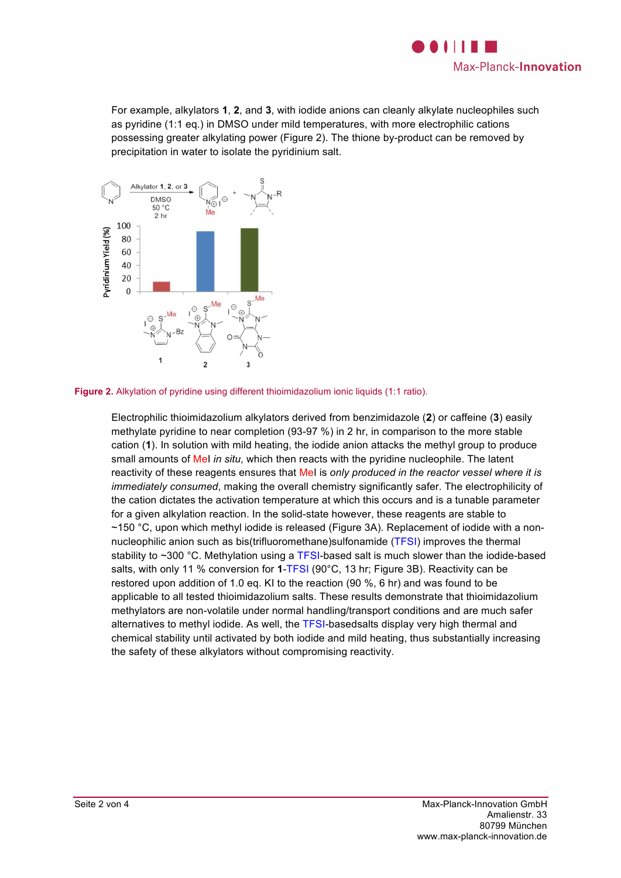For example, alkylators **1**, **2**, and **3**, with iodide anions can cleanly alkylate nucleophiles such as pyridine (1:1 eq.) in DMSO under mild temperatures, with more electrophilic cations possessing greater alkylating power (Figure 2). The thione by-product can be removed by precipitation in water to isolate the pyridinium salt.

**Figure 2.** Alkylation of pyridine using different thioimidazolium ionic liquids (1:1 ratio).

Electrophilic thioimidazolium alkylators derived from benzimidazole (**2**) or caffeine (**3**) easily methylate pyridine to near completion (93-97 %) in 2 hr, in comparison to the more stable cation (**1**). In solution with mild heating, the iodide anion attacks the methyl group to produce small amounts of MeI *in situ*, which then reacts with the pyridine nucleophile. The latent reactivity of these reagents ensures that MeI is *only produced in the reactor vessel where it is immediately consumed*, making the overall chemistry significantly safer. The electrophilicity of the cation dictates the activation temperature at which this occurs and is a tunable parameter for a given alkylation reaction. In the solid-state however, these reagents are stable to ~150 °C, upon which methyl iodide is released (Figure 3A). Replacement of iodide with a non-nucleophilic anion such as bis(trifluoromethane)sulfonamide (TFSI) improves the thermal stability to ~300 °C. Methylation using a TFSI-based salt is much slower than the iodide-based salts, with only 11 % conversion for **1**-TFSI (90°C, 13 hr; Figure 3B). Reactivity can be restored upon addition of 1.0 eq. KI to the reaction (90 %, 6 hr) and was found to be applicable to all tested thioimidazolium salts. These results demonstrate that thioimidazolium methylators are non-volatile under normal handling/transport conditions and are much safer alternatives to methyl iodide. As well, the TFSI-basedsalts display very high thermal and chemical stability until activated by both iodide and mild heating, thus substantially increasing the safety of these alkylators without compromising reactivity.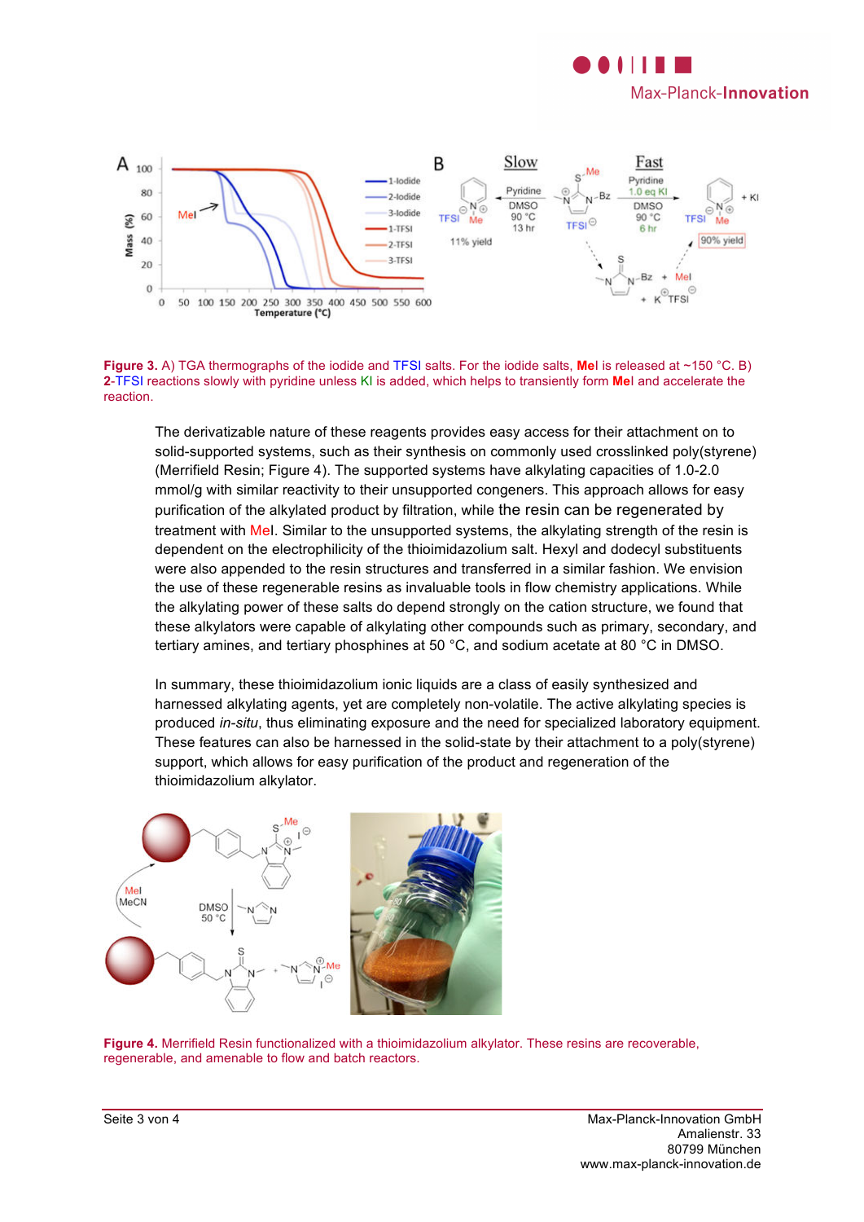**Figure 3.** A) TGA thermographs of the iodide and TFSI salts. For the iodide salts, **Me**I is released at ~150 °C. B) **2**-TFSI reactions slowly with pyridine unless KI is added, which helps to transiently form **Me**I and accelerate the reaction.

The derivatizable nature of these reagents provides easy access for their attachment on to solid-supported systems, such as their synthesis on commonly used crosslinked poly(styrene) (Merrifield Resin; Figure 4). The supported systems have alkylating capacities of 1.0-2.0 mmol/g with similar reactivity to their unsupported congeners. This approach allows for easy purification of the alkylated product by filtration, while the resin can be regenerated by treatment with MeI. Similar to the unsupported systems, the alkylating strength of the resin is dependent on the electrophilicity of the thioimidazolium salt. Hexyl and dodecyl substituents were also appended to the resin structures and transferred in a similar fashion. We envision the use of these regenerable resins as invaluable tools in flow chemistry applications. While the alkylating power of these salts do depend strongly on the cation structure, we found that these alkylators were capable of alkylating other compounds such as primary, secondary, and tertiary amines, and tertiary phosphines at 50 °C, and sodium acetate at 80 °C in DMSO.

In summary, these thioimidazolium ionic liquids are a class of easily synthesized and harnessed alkylating agents, yet are completely non-volatile. The active alkylating species is produced *in-situ*, thus eliminating exposure and the need for specialized laboratory equipment. These features can also be harnessed in the solid-state by their attachment to a poly(styrene) support, which allows for easy purification of the product and regeneration of the thioimidazolium alkylator.

**Figure 4.** Merrifield Resin functionalized with a thioimidazolium alkylator. These resins are recoverable, regenerable, and amenable to flow and batch reactors.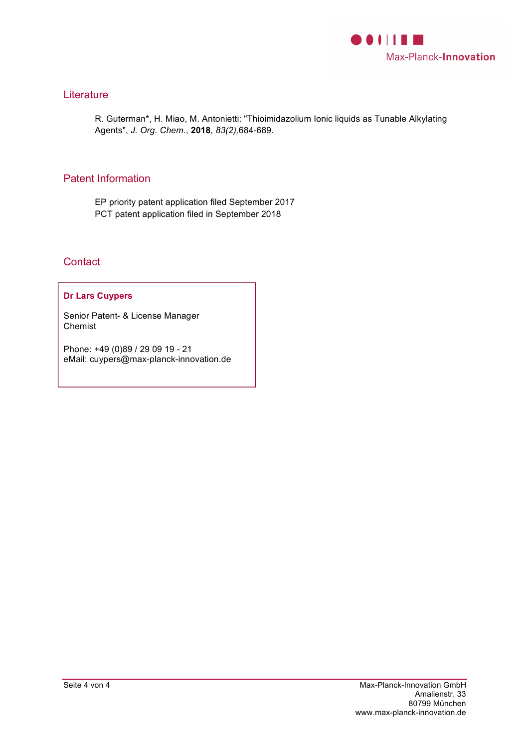## Literature

R. Guterman*, H. Miao, M. Antonietti: "Thioimidazolium Ionic liquids as Tunable Alkylating Agents", *J. Org. Chem.*, **2018**, *83(2),*684-689.

## Patent Information

EP priority patent application filed September 2017
PCT patent application filed in September 2018

## Contact

**Dr Lars Cuypers**

Senior Patent- & License Manager
Chemist

Phone: +49 (0)89 / 29 09 19 - 21
eMail: cuypers@max-planck-innovation.de